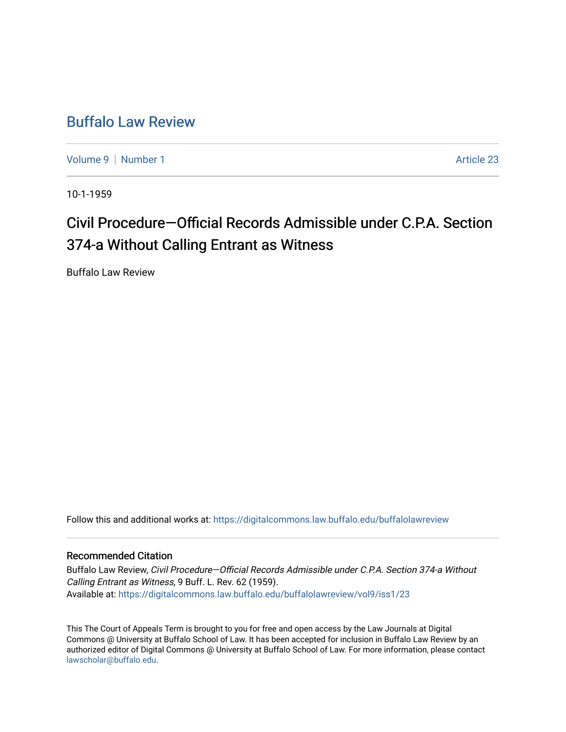# Buffalo Law Review

Volume 9 | Number 1 — Article 23

10-1-1959

## Civil Procedure—Official Records Admissible under C.P.A. Section 374-a Without Calling Entrant as Witness

Buffalo Law Review

Follow this and additional works at: https://digitalcommons.law.buffalo.edu/buffalolawreview

### Recommended Citation

Buffalo Law Review, *Civil Procedure—Official Records Admissible under C.P.A. Section 374-a Without Calling Entrant as Witness*, 9 Buff. L. Rev. 62 (1959).
Available at: https://digitalcommons.law.buffalo.edu/buffalolawreview/vol9/iss1/23

This The Court of Appeals Term is brought to you for free and open access by the Law Journals at Digital Commons @ University at Buffalo School of Law. It has been accepted for inclusion in Buffalo Law Review by an authorized editor of Digital Commons @ University at Buffalo School of Law. For more information, please contact lawscholar@buffalo.edu.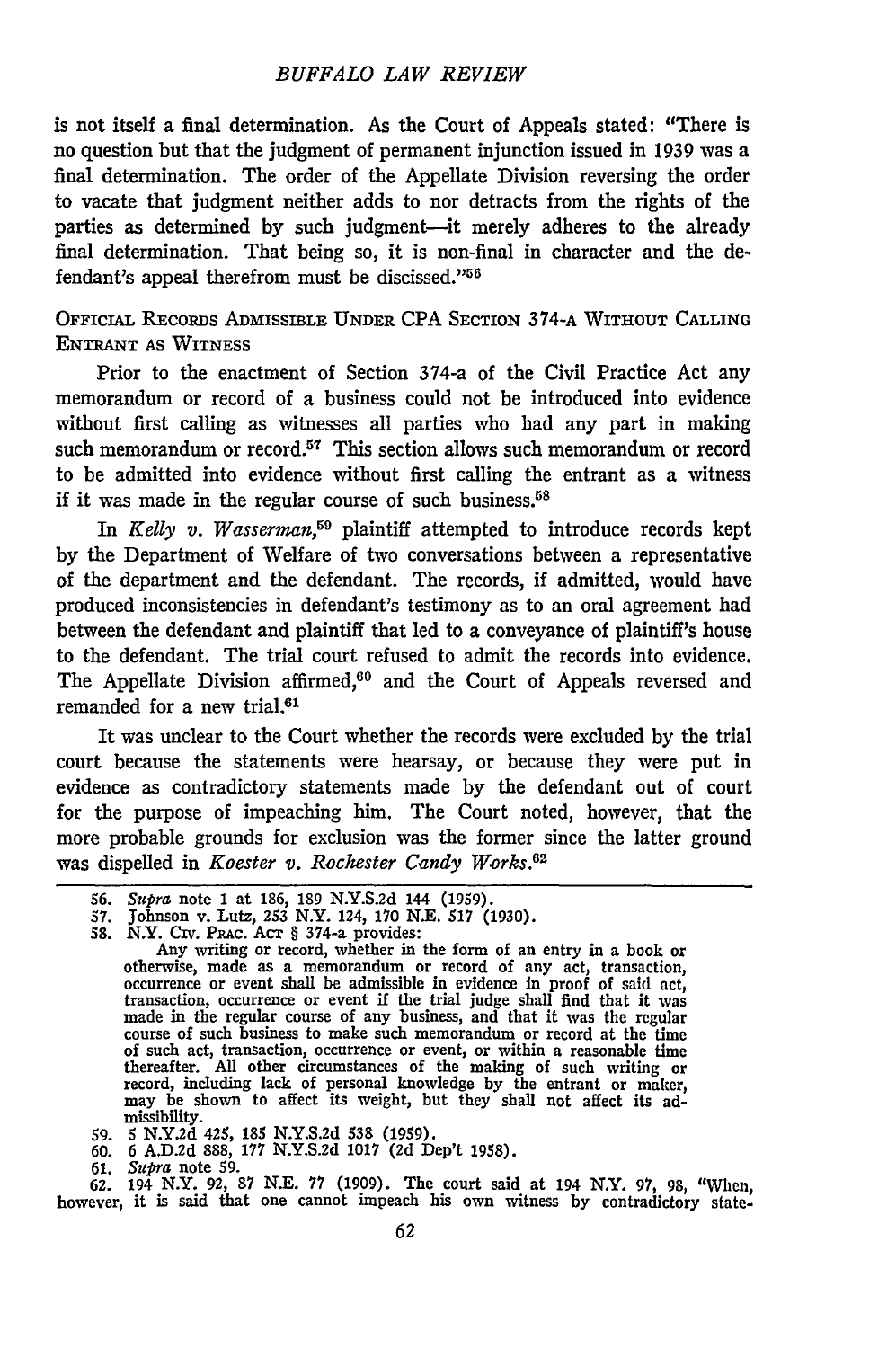is not itself a final determination. As the Court of Appeals stated: "There is no question but that the judgment of permanent injunction issued in 1939 was a final determination. The order of the Appellate Division reversing the order to vacate that judgment neither adds to nor detracts from the rights of the parties as determined by such judgment—it merely adheres to the already final determination. That being so, it is non-final in character and the defendant's appeal therefrom must be discissed."[56]

### OFFICIAL RECORDS ADMISSIBLE UNDER CPA SECTION 374-A WITHOUT CALLING ENTRANT AS WITNESS

Prior to the enactment of Section 374-a of the Civil Practice Act any memorandum or record of a business could not be introduced into evidence without first calling as witnesses all parties who had any part in making such memorandum or record.[57] This section allows such memorandum or record to be admitted into evidence without first calling the entrant as a witness if it was made in the regular course of such business.[58]

In *Kelly v. Wasserman*,[59] plaintiff attempted to introduce records kept by the Department of Welfare of two conversations between a representative of the department and the defendant. The records, if admitted, would have produced inconsistencies in defendant's testimony as to an oral agreement had between the defendant and plaintiff that led to a conveyance of plaintiff's house to the defendant. The trial court refused to admit the records into evidence. The Appellate Division affirmed,[60] and the Court of Appeals reversed and remanded for a new trial.[61]

It was unclear to the Court whether the records were excluded by the trial court because the statements were hearsay, or because they were put in evidence as contradictory statements made by the defendant out of court for the purpose of impeaching him. The Court noted, however, that the more probable grounds for exclusion was the former since the latter ground was dispelled in *Koester v. Rochester Candy Works*.[62]

---

56. *Supra* note 1 at 186, 189 N.Y.S.2d 144 (1959).
57. Johnson v. Lutz, 253 N.Y. 124, 170 N.E. 517 (1930).
58. N.Y. CIV. PRAC. ACT § 374-a provides:
 Any writing or record, whether in the form of an entry in a book or otherwise, made as a memorandum or record of any act, transaction, occurrence or event shall be admissible in evidence in proof of said act, transaction, occurrence or event if the trial judge shall find that it was made in the regular course of any business, and that it was the regular course of such business to make such memorandum or record at the time of such act, transaction, occurrence or event, or within a reasonable time thereafter. All other circumstances of the making of such writing or record, including lack of personal knowledge by the entrant or maker, may be shown to affect its weight, but they shall not affect its admissibility.
59. 5 N.Y.2d 425, 185 N.Y.S.2d 538 (1959).
60. 6 A.D.2d 888, 177 N.Y.S.2d 1017 (2d Dep't 1958).
61. *Supra* note 59.
62. 194 N.Y. 92, 87 N.E. 77 (1909). The court said at 194 N.Y. 97, 98, "When, however, it is said that one cannot impeach his own witness by contradictory state-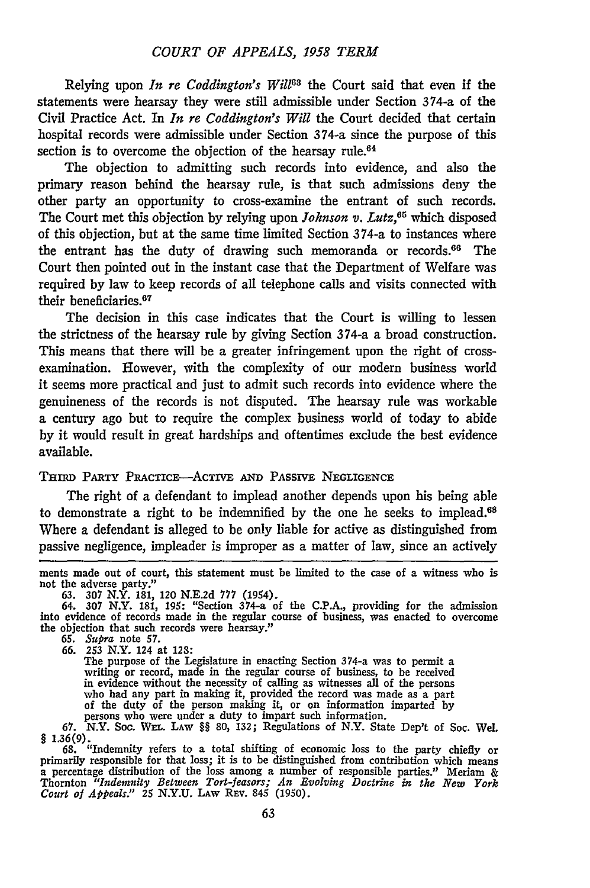Relying upon *In re Coddington's Will*[63] the Court said that even if the statements were hearsay they were still admissible under Section 374-a of the Civil Practice Act. In *In re Coddington's Will* the Court decided that certain hospital records were admissible under Section 374-a since the purpose of this section is to overcome the objection of the hearsay rule.[64]

The objection to admitting such records into evidence, and also the primary reason behind the hearsay rule, is that such admissions deny the other party an opportunity to cross-examine the entrant of such records. The Court met this objection by relying upon *Johnson v. Lutz*,[65] which disposed of this objection, but at the same time limited Section 374-a to instances where the entrant has the duty of drawing such memoranda or records.[66] The Court then pointed out in the instant case that the Department of Welfare was required by law to keep records of all telephone calls and visits connected with their beneficiaries.[67]

The decision in this case indicates that the Court is willing to lessen the strictness of the hearsay rule by giving Section 374-a a broad construction. This means that there will be a greater infringement upon the right of cross-examination. However, with the complexity of our modern business world it seems more practical and just to admit such records into evidence where the genuineness of the records is not disputed. The hearsay rule was workable a century ago but to require the complex business world of today to abide by it would result in great hardships and oftentimes exclude the best evidence available.

THIRD PARTY PRACTICE—ACTIVE AND PASSIVE NEGLIGENCE

The right of a defendant to implead another depends upon his being able to demonstrate a right to be indemnified by the one he seeks to implead.[68] Where a defendant is alleged to be only liable for active as distinguished from passive negligence, impleader is improper as a matter of law, since an actively

---

ments made out of court, this statement must be limited to the case of a witness who is not the adverse party."

63. 307 N.Y. 181, 120 N.E.2d 777 (1954).

64. 307 N.Y. 181, 195: "Section 374-a of the C.P.A., providing for the admission into evidence of records made in the regular course of business, was enacted to overcome the objection that such records were hearsay."

65. *Supra* note 57.

66. 253 N.Y. 124 at 128:

> The purpose of the Legislature in enacting Section 374-a was to permit a writing or record, made in the regular course of business, to be received in evidence without the necessity of calling as witnesses all of the persons who had any part in making it, provided the record was made as a part of the duty of the person making it, or on information imparted by persons who were under a duty to impart such information.

67. N.Y. Soc. Wel. Law §§ 80, 132; Regulations of N.Y. State Dep't of Soc. Wel. § 1.36(9).

68. "Indemnity refers to a total shifting of economic loss to the party chiefly or primarily responsible for that loss; it is to be distinguished from contribution which means a percentage distribution of the loss among a number of responsible parties." Meriam & Thornton *"Indemnity Between Tort-feasors; An Evolving Doctrine in the New York Court of Appeals."* 25 N.Y.U. Law Rev. 845 (1950).